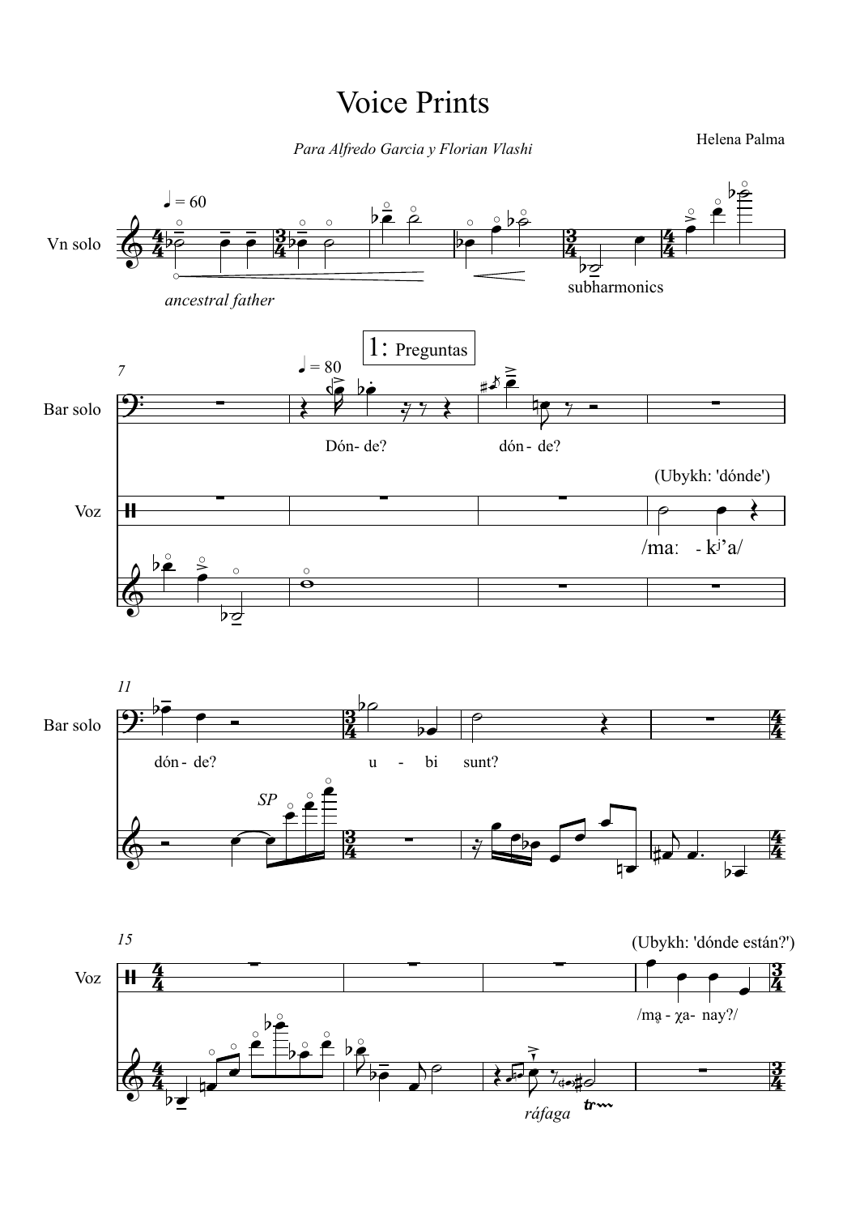# Voice Prints

*Para Alfredo Garcia y Florian Vlashi*

Helena Palma

♩ = 60

Vn solo

*ancestral father*

subharmonics

7

1: Preguntas

♩ = 80

Bar solo

Dón- de? dón - de?

(Ubykh: 'dónde')

Voz

/maː - kʲ'a/

11

Bar solo

dón - de? u - bi sunt?

*SP*

15

(Ubykh: 'dónde están?')

Voz

/ma̤ - χa- nay?/

*ráfaga*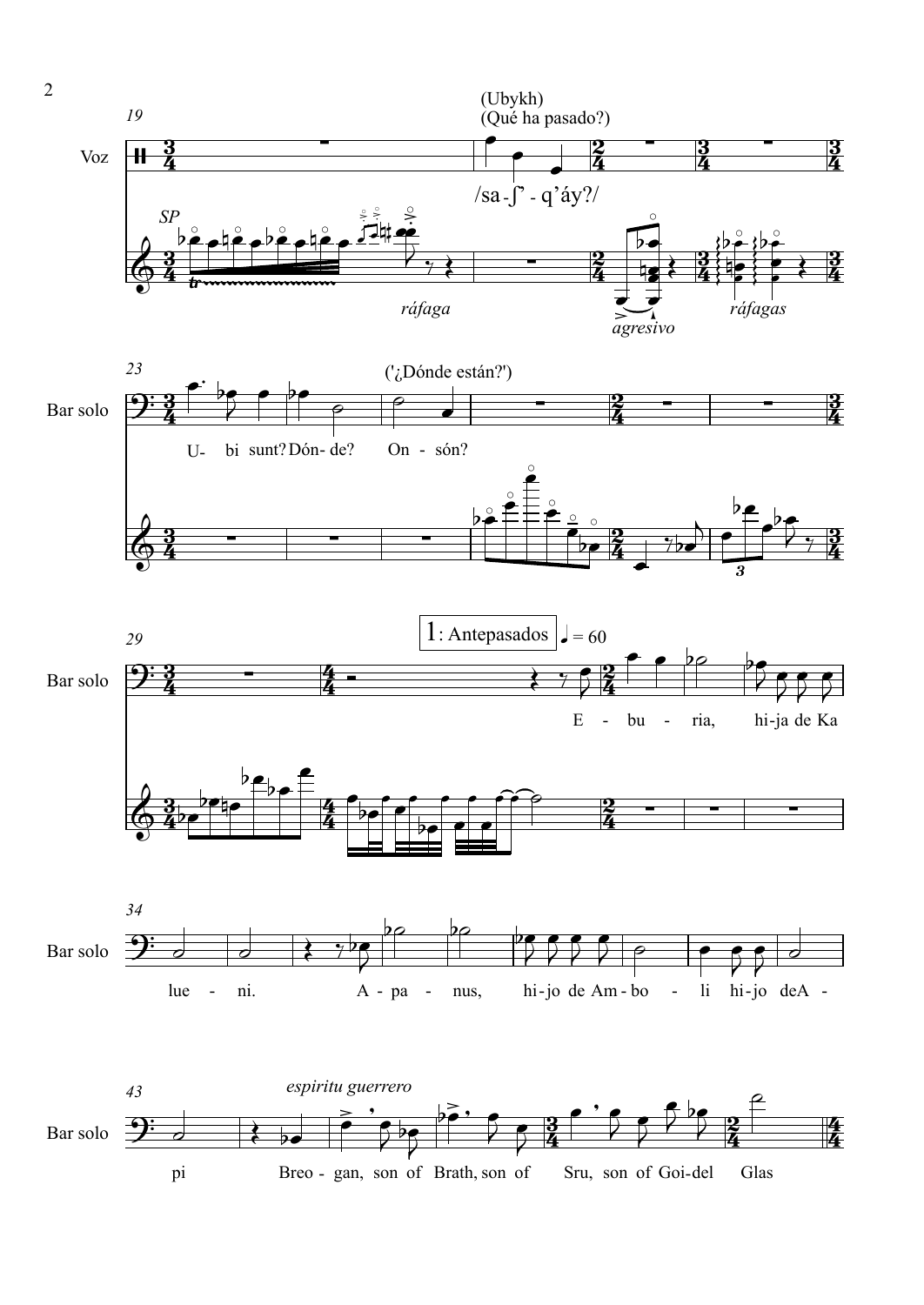19

Voz

(Ubykh)
(Qué ha pasado?)

/sa - ʃ' - q'áy?/

*SP*

*ráfaga*

*agresivo*

*ráfagas*

23

Bar solo

('¿Dónde están?')

U- bi sunt? Dón- de? On - són?

29

Bar solo

1: Antepasados ♩ = 60

E - bu - ria, hi-ja de Ka

34

Bar solo

lue - ni. A - pa - nus, hi-jo de Am-bo - li hi-jo deA -

43

Bar solo

*espiritu guerrero*

pi Breo - gan, son of Brath, son of Sru, son of Goi-del Glas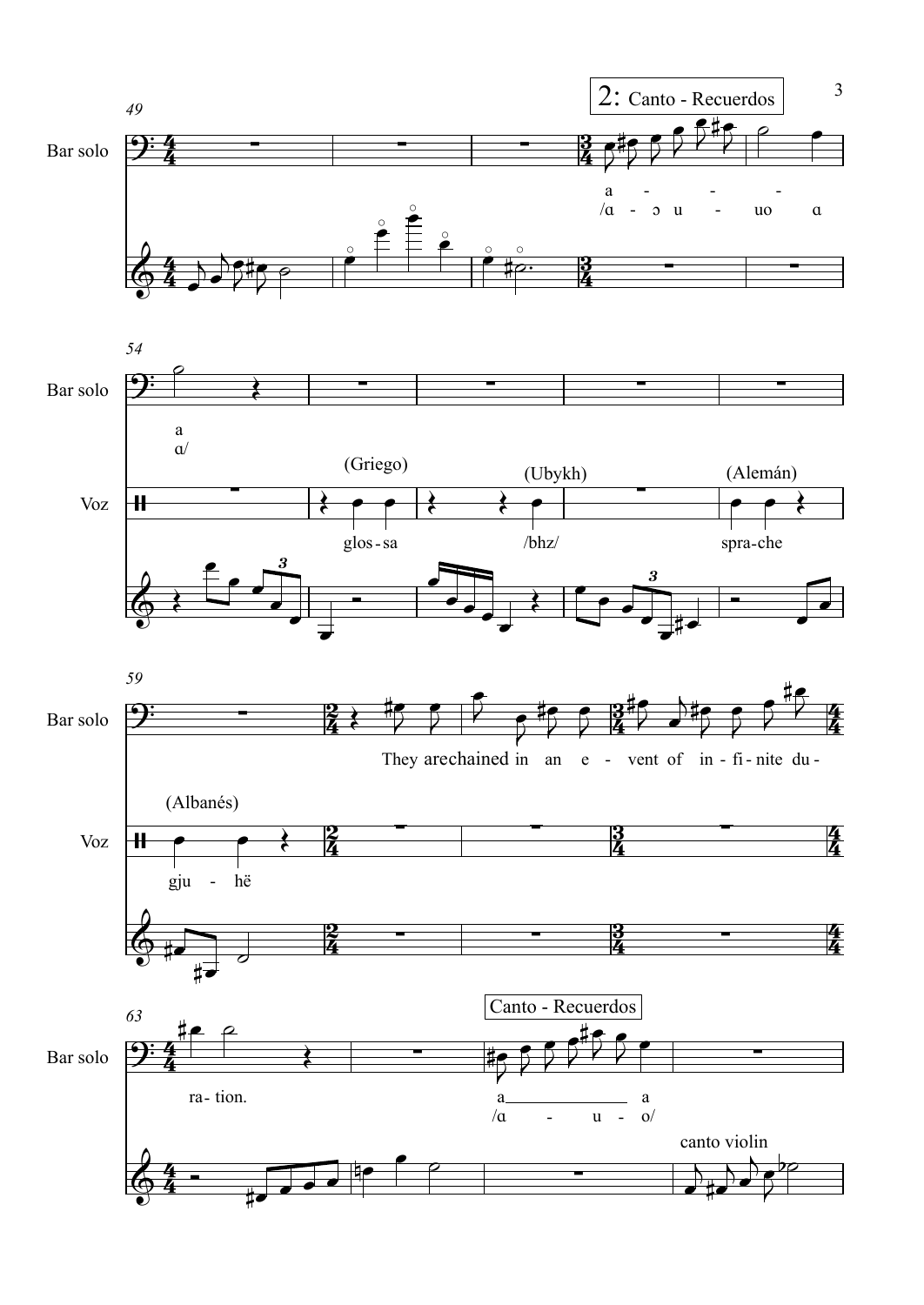## 2: Canto - Recuerdos

49

Bar solo

a - - -

/ɑ - ɔ u - uo ɑ

54

Bar solo

a

ɑ/

Voz

(Griego) glos - sa

(Ubykh) /bhz/

(Alemán) spra - che

59

Bar solo

They are chained in an e - vent of in - fi - nite du -

Voz

(Albanés) gju - hë

63

Bar solo

ra - tion.

Canto - Recuerdos

a a

/ɑ - u - o/

canto violin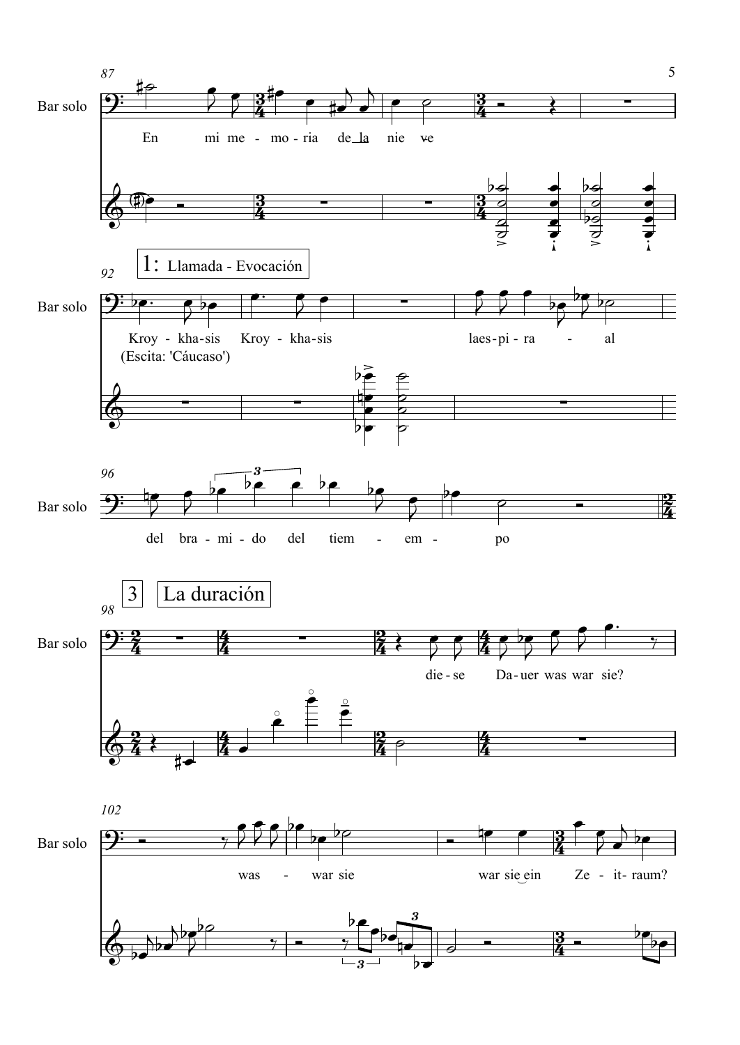87

Bar solo

En mi me - mo - ria de la nie ve

92

1: Llamada - Evocación

Kroy - kha-sis Kroy - kha-sis laes-pi-ra - al

(Escita: 'Cáucaso')

96

del bra - mi - do del tiem - em - po

98

3 La duración

die - se Da - uer was war sie?

102

was - war sie war sie ein Ze - it - raum?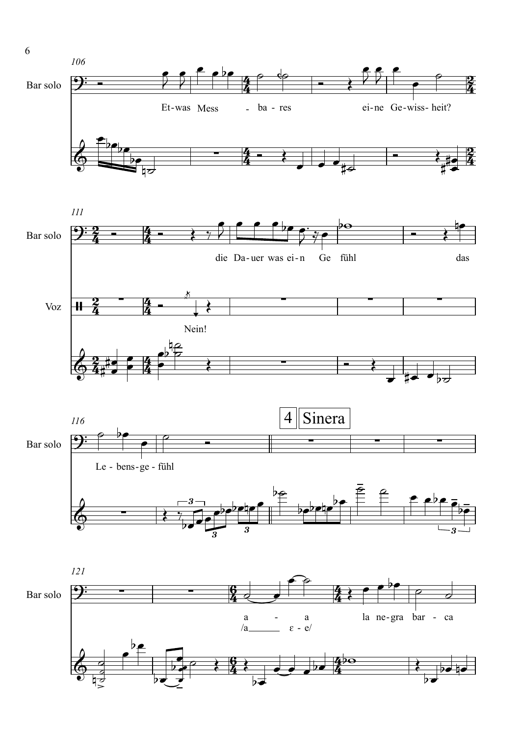106

Bar solo

Et-was Mess - ba- res ei-ne Ge-wiss- heit?

111

Bar solo

die Da- uer was ei- n Ge fühl das

Voz

Nein!

116

Bar solo

Le - bens- ge - fühl

## 4 Sinera

121

Bar solo

a - a la ne- gra bar - ca

/a ε - e/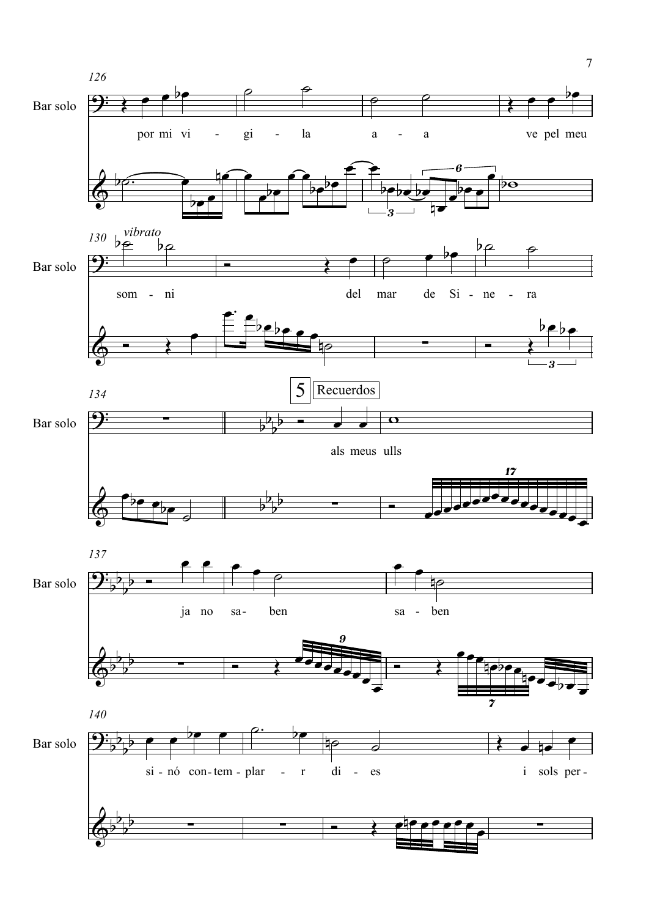126

Bar solo

por mi vi - gi - la a - a ve pel meu

130 *vibrato*

som - ni del mar de Si - ne - ra

134

5 Recuerdos

als meus ulls

137

ja no sa- ben sa - ben

140

si - nó con - tem - plar - r di - es i sols per -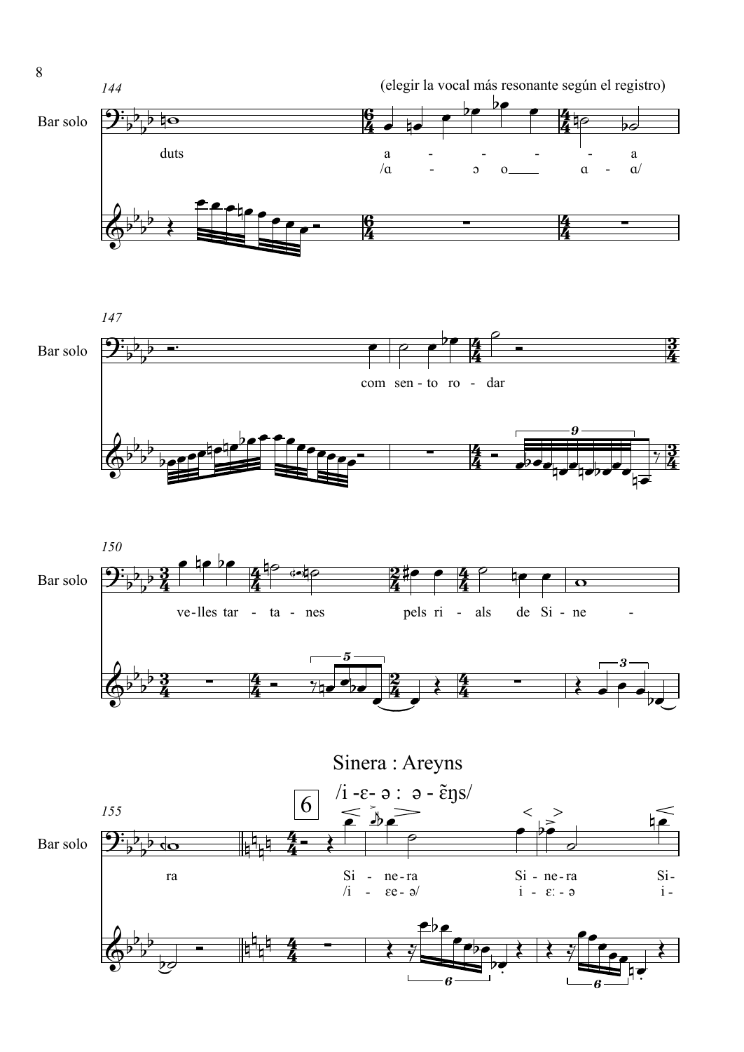(elegir la vocal más resonante según el registro)

Bar solo

duts

a - - - - - a
/ɑ - ɔ o ɑ - ɑ/

Bar solo

com sen - to ro - dar

Bar solo

ve-lles tar - ta - nes pels ri - als de Si - ne -

Sinera : Areyns
/i -ɛ- ə : ə - ɛ̃ŋs/

6

Bar solo

ra

Si - ne-ra Si - ne-ra Si-
/i - ɛe- ə/ i - ɛ: - ə i -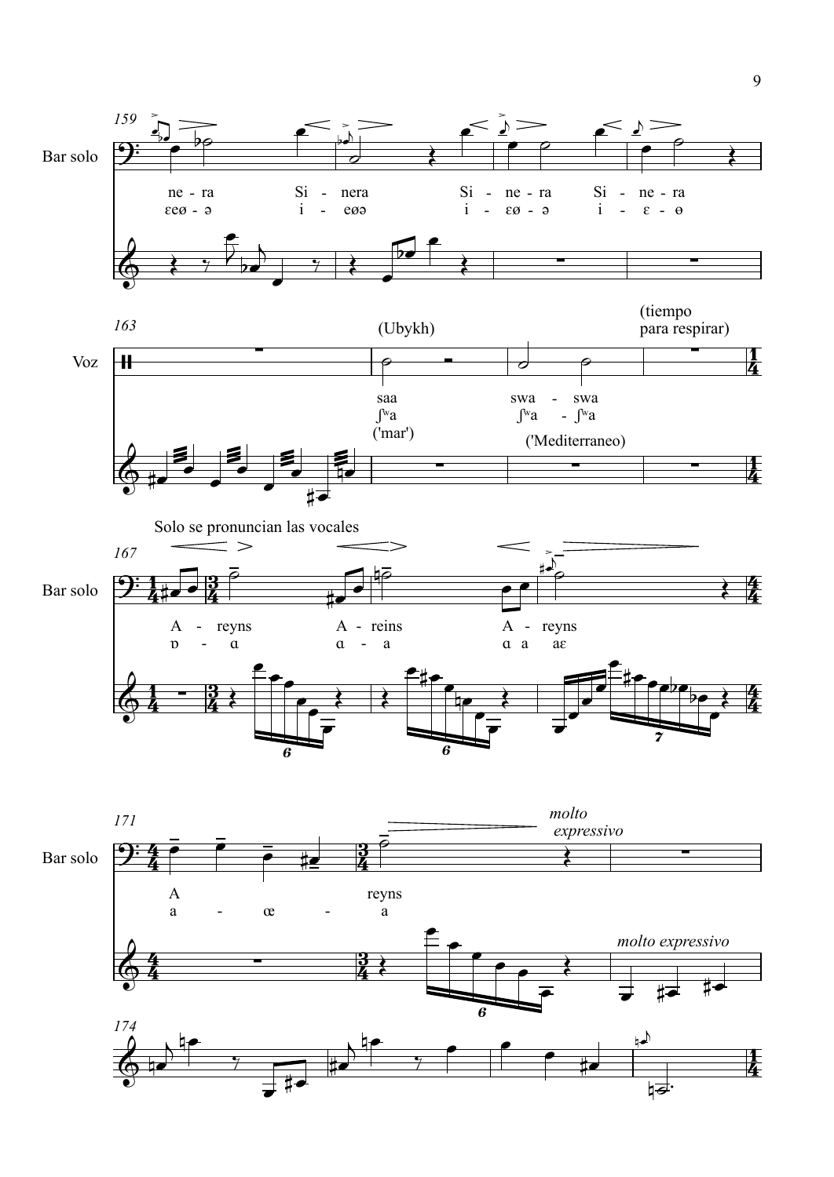159

Bar solo

ne - ra Si - nera Si - ne - ra Si - ne - ra

εeø - ə i - eøə i - εø - ə i - ε - ɵ

163

Voz

(Ubykh)

saa swa - swa

ʃʷa ʃʷa - ʃʷa

('mar') ('Mediterraneo')

(tiempo para respirar)

Solo se pronuncian las vocales

167

Bar solo

A - reyns A - reins A - reyns

ɒ - ɑ ɑ - a ɑ a aε

171

Bar solo

A reyns

a - œ - a

*molto expressivo*

*molto expressivo*

174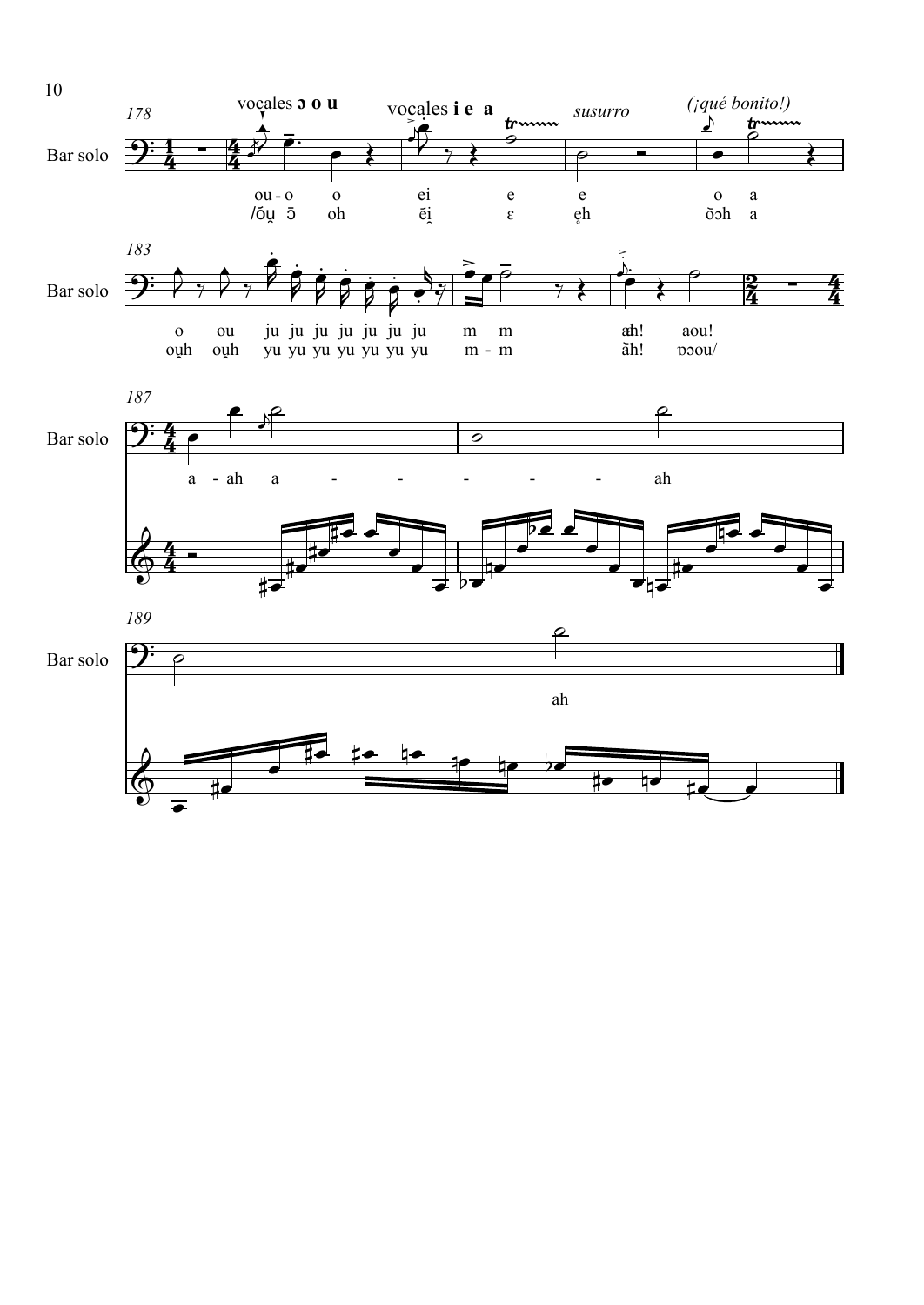178

Bar solo

vocales ɔ o u

vocales i e a

*susurro*

*(¡qué bonito!)*

ou - o o ei e e o a

/õu̯ ɔ̃ oh ẽi̯ ɛ e̥h õɔh a

183

Bar solo

o ou ju ju ju ju ju ju ju m m ah! aou!

ou̯h ou̯h yu yu yu yu yu yu yu m - m ãh! ɒɔou/

187

Bar solo

a - ah a - - - - - ah

189

Bar solo

ah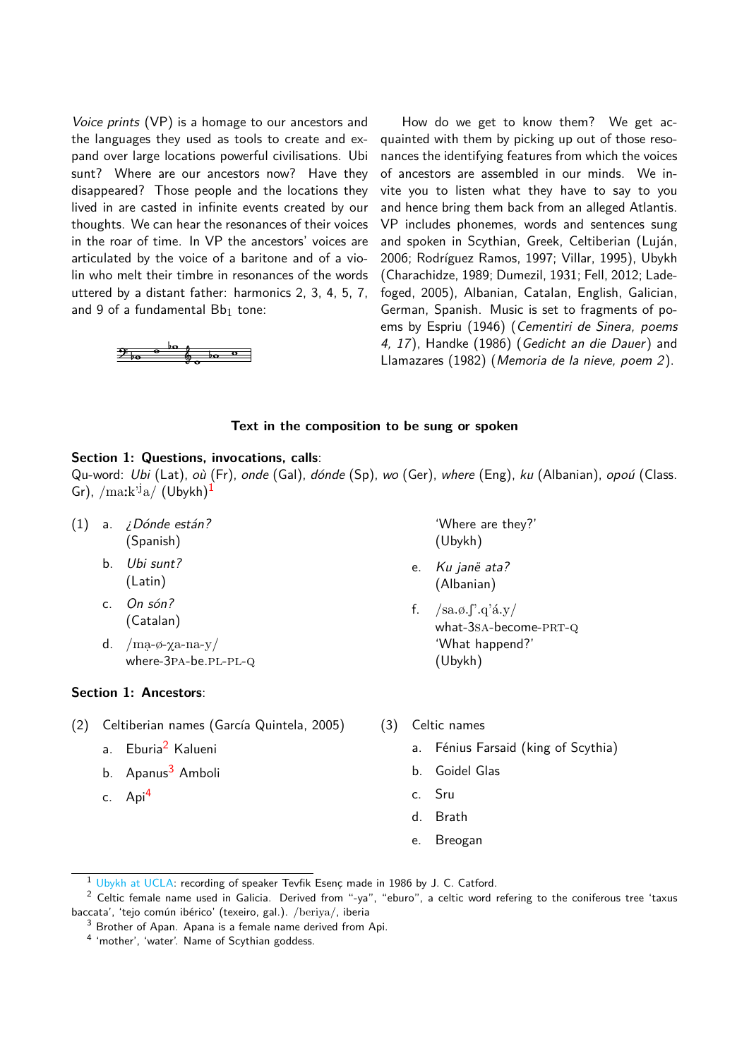*Voice prints* (VP) is a homage to our ancestors and the languages they used as tools to create and expand over large locations powerful civilisations. Ubi sunt? Where are our ancestors now? Have they disappeared? Those people and the locations they lived in are casted in infinite events created by our thoughts. We can hear the resonances of their voices in the roar of time. In VP the ancestors' voices are articulated by the voice of a baritone and of a violin who melt their timbre in resonances of the words uttered by a distant father: harmonics 2, 3, 4, 5, 7, and 9 of a fundamental $Bb_1$ tone:

How do we get to know them? We get acquainted with them by picking up out of those resonances the identifying features from which the voices of ancestors are assembled in our minds. We invite you to listen what they have to say to you and hence bring them back from an alleged Atlantis. VP includes phonemes, words and sentences sung and spoken in Scythian, Greek, Celtiberian (Luján, 2006; Rodríguez Ramos, 1997; Villar, 1995), Ubykh (Charachidze, 1989; Dumezil, 1931; Fell, 2012; Ladefoged, 2005), Albanian, Catalan, English, Galician, German, Spanish. Music is set to fragments of poems by Espriu (1946) (*Cementiri de Sinera, poems 4, 17*), Handke (1986) (*Gedicht an die Dauer*) and Llamazares (1982) (*Memoria de la nieve, poem 2*).

**Text in the composition to be sung or spoken**

**Section 1: Questions, invocations, calls**:
Qu-word: *Ubi* (Lat), *où* (Fr), *onde* (Gal), *dónde* (Sp), *wo* (Ger), *where* (Eng), *ku* (Albanian), *opoú* (Class. Gr), /maːkʲʲa/ (Ubykh)[1]

(1) a. *¿Dónde están?*
(Spanish)

b. *Ubi sunt?*
(Latin)

c. *On són?*
(Catalan)

d. /ma̤-ø-χa-na-y/
where-3PA-be.PL-PL-Q
'Where are they?'
(Ubykh)

e. *Ku janë ata?*
(Albanian)

f. /sa.ø.ʃʾ.qʾá.y/
what-3SA-become-PRT-Q
'What happend?'
(Ubykh)

**Section 1: Ancestors**:

(2) Celtiberian names (García Quintela, 2005)

a. Eburia[2] Kalueni

b. Apanus[3] Amboli

c. Api[4]

(3) Celtic names

a. Fénius Farsaid (king of Scythia)

b. Goidel Glas

c. Sru

d. Brath

e. Breogan

---

[1] Ubykh at UCLA: recording of speaker Tevfik Esenç made in 1986 by J. C. Catford.

[2] Celtic female name used in Galicia. Derived from "-ya", "eburo", a celtic word refering to the coniferous tree 'taxus baccata', 'tejo común ibérico' (texeiro, gal.). /beriya/, iberia

[3] Brother of Apan. Apana is a female name derived from Api.

[4] 'mother', 'water'. Name of Scythian goddess.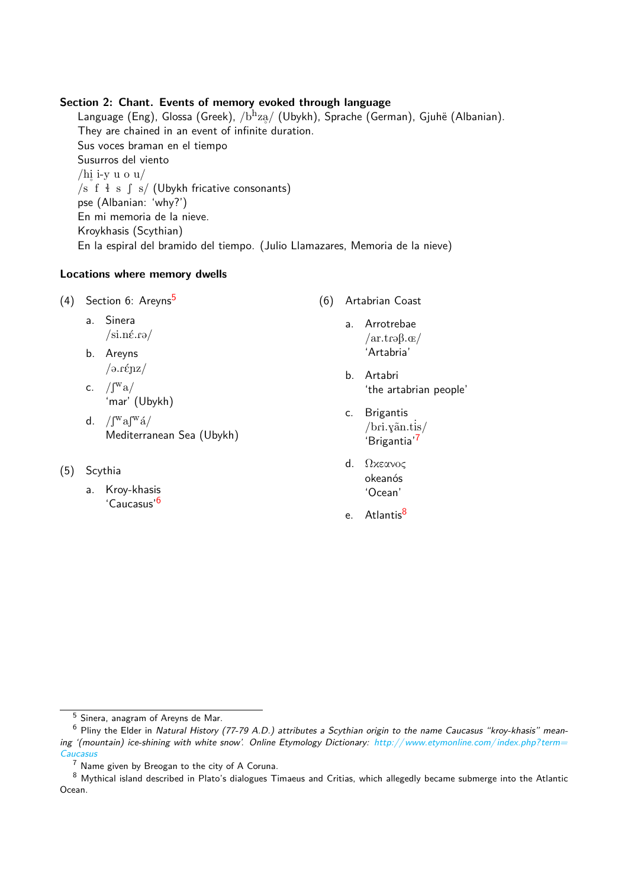**Section 2: Chant. Events of memory evoked through language**

Language (Eng), Glossa (Greek), /bʰzḁ/ (Ubykh), Sprache (German), Gjuhë (Albanian).
They are chained in an event of infinite duration.
Sus voces braman en el tiempo
Susurros del viento
/hi̥ i-y u o u/
/s f ɬ s ʃ s/ (Ubykh fricative consonants)
pse (Albanian: 'why?')
En mi memoria de la nieve.
Kroykhasis (Scythian)
En la espiral del bramido del tiempo. (Julio Llamazares, Memoria de la nieve)

**Locations where memory dwells**

(4) Section 6: Areyns[5]

a. Sinera
/si.nɛ́.ɾə/

b. Areyns
/ə.ɾɛ́ɲz/

c. /ʃʷa/
'mar' (Ubykh)

d. /ʃʷaʃʷá/
Mediterranean Sea (Ubykh)

(5) Scythia

a. Kroy-khasis
'Caucasus'[6]

(6) Artabrian Coast

a. Arrotrebae
/ar.tɾəβ.œ/
'Artabria'

b. Artabri
'the artabrian people'

c. Brigantis
/bɾi.ɣãn.ti̇s/
'Brigantia'[7]

d. Ωκεανος
okeanós
'Ocean'

e. Atlantis[8]

---

[5] Sinera, anagram of Areyns de Mar.

[6] Pliny the Elder in *Natural History (77-79 A.D.) attributes a Scythian origin to the name Caucasus "kroy-khasis" meaning '(mountain) ice-shining with white snow'. Online Etymology Dictionary: http://www.etymonline.com/index.php?term=Caucasus*

[7] Name given by Breogan to the city of A Coruna.

[8] Mythical island described in Plato's dialogues Timaeus and Critias, which allegedly became submerge into the Atlantic Ocean.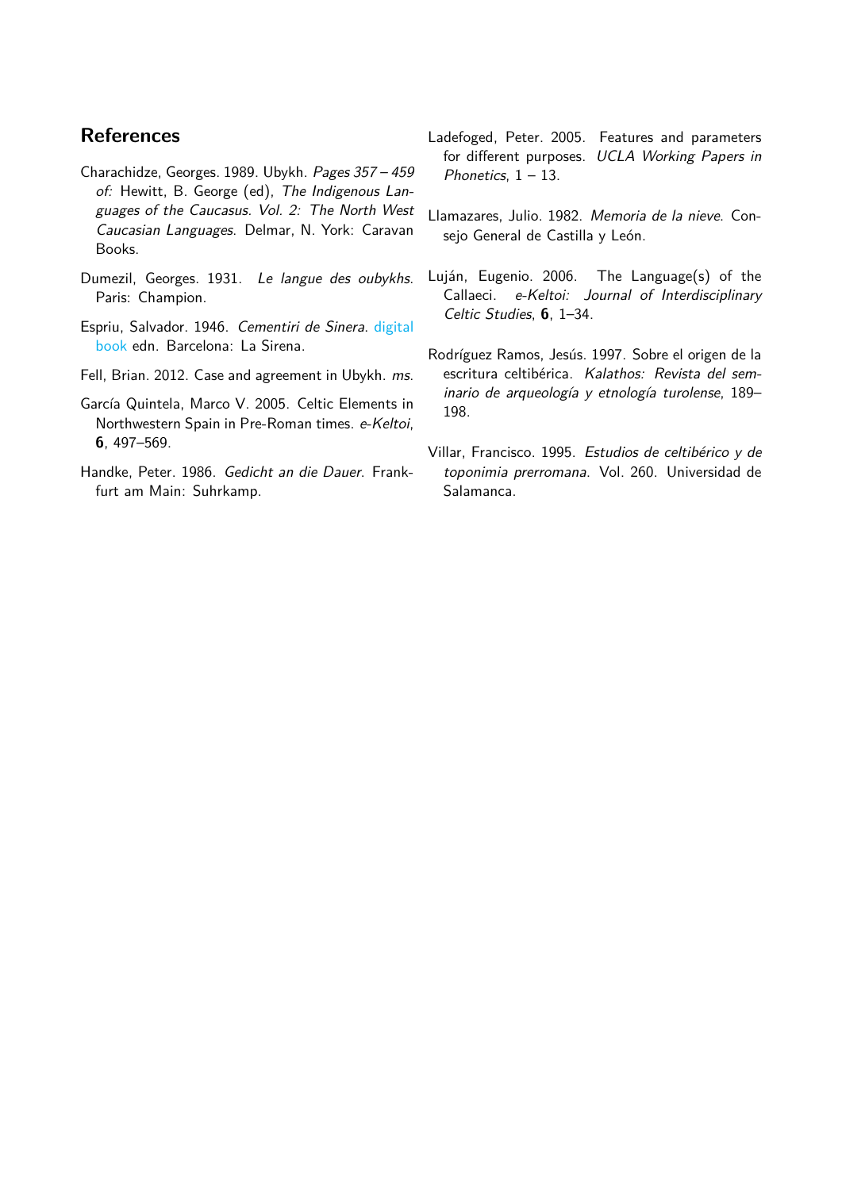## References

Charachidze, Georges. 1989. Ubykh. *Pages 357 – 459 of:* Hewitt, B. George (ed), *The Indigenous Languages of the Caucasus. Vol. 2: The North West Caucasian Languages*. Delmar, N. York: Caravan Books.

Dumezil, Georges. 1931. *Le langue des oubykhs*. Paris: Champion.

Espriu, Salvador. 1946. *Cementiri de Sinera*. digital book edn. Barcelona: La Sirena.

Fell, Brian. 2012. Case and agreement in Ubykh. *ms.*

García Quintela, Marco V. 2005. Celtic Elements in Northwestern Spain in Pre-Roman times. *e-Keltoi*, **6**, 497–569.

Handke, Peter. 1986. *Gedicht an die Dauer*. Frankfurt am Main: Suhrkamp.

Ladefoged, Peter. 2005. Features and parameters for different purposes. *UCLA Working Papers in Phonetics*, 1 – 13.

Llamazares, Julio. 1982. *Memoria de la nieve*. Consejo General de Castilla y León.

Luján, Eugenio. 2006. The Language(s) of the Callaeci. *e-Keltoi: Journal of Interdisciplinary Celtic Studies*, **6**, 1–34.

Rodríguez Ramos, Jesús. 1997. Sobre el origen de la escritura celtibérica. *Kalathos: Revista del seminario de arqueología y etnología turolense*, 189–198.

Villar, Francisco. 1995. *Estudios de celtibérico y de toponimia prerromana*. Vol. 260. Universidad de Salamanca.